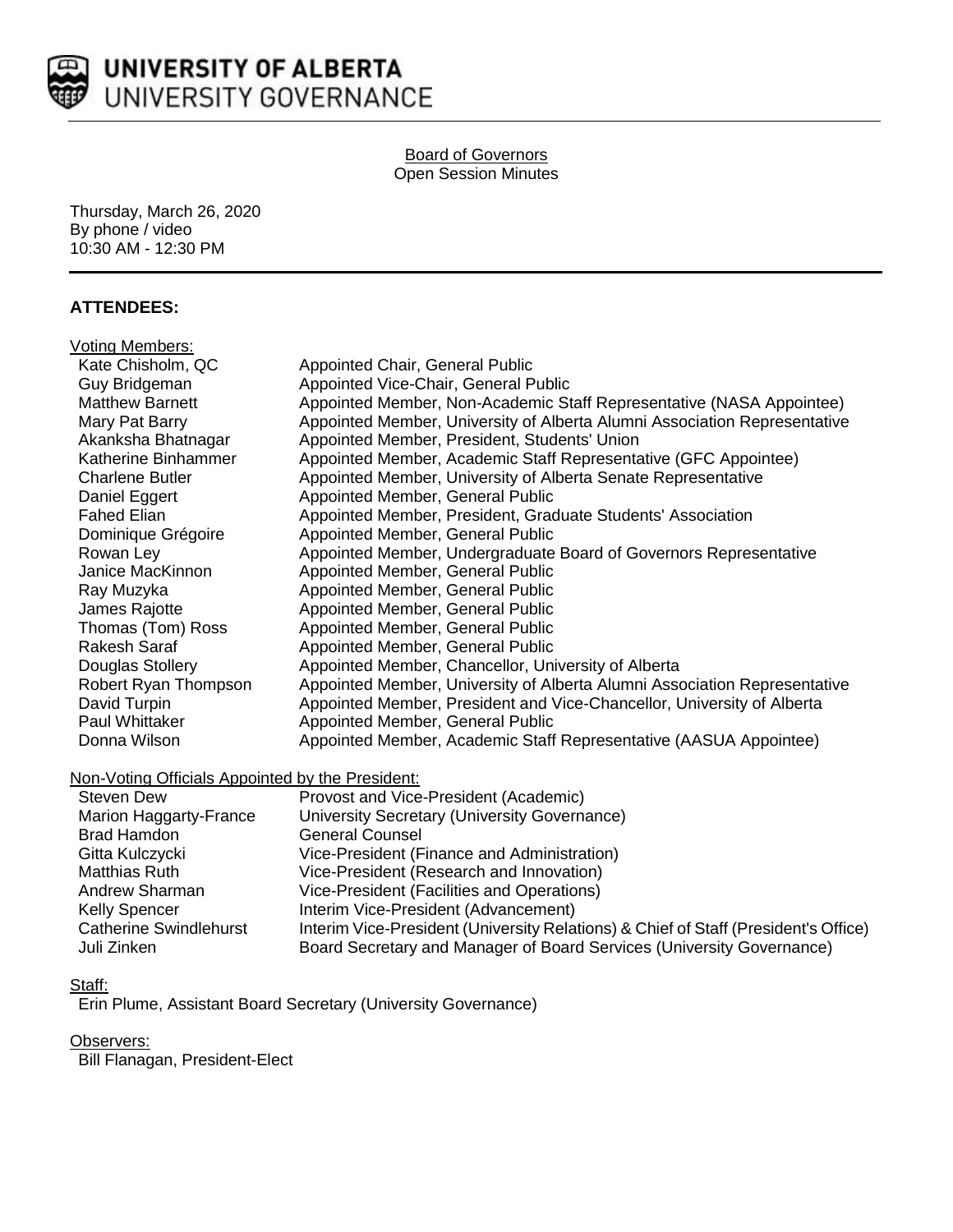# UNIVERSITY OF ALBERTA
UNIVERSITY GOVERNANCE

Board of Governors
Open Session Minutes

Thursday, March 26, 2020
By phone / video
10:30 AM - 12:30 PM

## ATTENDEES:

Voting Members:

| | |
|---|---|
| Kate Chisholm, QC | Appointed Chair, General Public |
| Guy Bridgeman | Appointed Vice-Chair, General Public |
| Matthew Barnett | Appointed Member, Non-Academic Staff Representative (NASA Appointee) |
| Mary Pat Barry | Appointed Member, University of Alberta Alumni Association Representative |
| Akanksha Bhatnagar | Appointed Member, President, Students' Union |
| Katherine Binhammer | Appointed Member, Academic Staff Representative (GFC Appointee) |
| Charlene Butler | Appointed Member, University of Alberta Senate Representative |
| Daniel Eggert | Appointed Member, General Public |
| Fahed Elian | Appointed Member, President, Graduate Students' Association |
| Dominique Grégoire | Appointed Member, General Public |
| Rowan Ley | Appointed Member, Undergraduate Board of Governors Representative |
| Janice MacKinnon | Appointed Member, General Public |
| Ray Muzyka | Appointed Member, General Public |
| James Rajotte | Appointed Member, General Public |
| Thomas (Tom) Ross | Appointed Member, General Public |
| Rakesh Saraf | Appointed Member, General Public |
| Douglas Stollery | Appointed Member, Chancellor, University of Alberta |
| Robert Ryan Thompson | Appointed Member, University of Alberta Alumni Association Representative |
| David Turpin | Appointed Member, President and Vice-Chancellor, University of Alberta |
| Paul Whittaker | Appointed Member, General Public |
| Donna Wilson | Appointed Member, Academic Staff Representative (AASUA Appointee) |

Non-Voting Officials Appointed by the President:

| | |
|---|---|
| Steven Dew | Provost and Vice-President (Academic) |
| Marion Haggarty-France | University Secretary (University Governance) |
| Brad Hamdon | General Counsel |
| Gitta Kulczycki | Vice-President (Finance and Administration) |
| Matthias Ruth | Vice-President (Research and Innovation) |
| Andrew Sharman | Vice-President (Facilities and Operations) |
| Kelly Spencer | Interim Vice-President (Advancement) |
| Catherine Swindlehurst | Interim Vice-President (University Relations) & Chief of Staff (President's Office) |
| Juli Zinken | Board Secretary and Manager of Board Services (University Governance) |

Staff:

Erin Plume, Assistant Board Secretary (University Governance)

Observers:

Bill Flanagan, President-Elect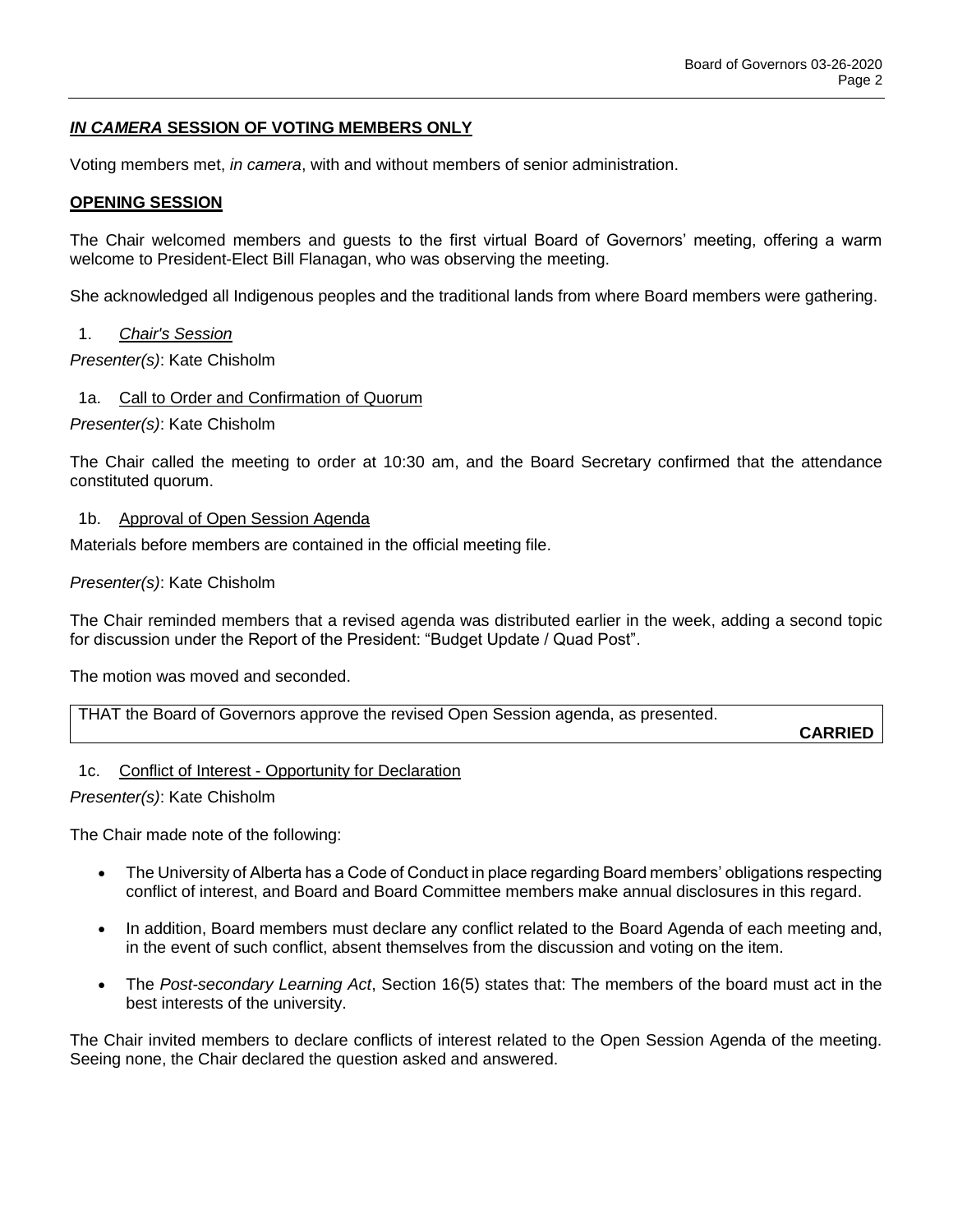## ***IN CAMERA* SESSION OF VOTING MEMBERS ONLY**

Voting members met, *in camera*, with and without members of senior administration.

## **OPENING SESSION**

The Chair welcomed members and guests to the first virtual Board of Governors' meeting, offering a warm welcome to President-Elect Bill Flanagan, who was observing the meeting.

She acknowledged all Indigenous peoples and the traditional lands from where Board members were gathering.

1. *Chair's Session*

*Presenter(s)*: Kate Chisholm

1a. Call to Order and Confirmation of Quorum

*Presenter(s)*: Kate Chisholm

The Chair called the meeting to order at 10:30 am, and the Board Secretary confirmed that the attendance constituted quorum.

1b. Approval of Open Session Agenda

Materials before members are contained in the official meeting file.

*Presenter(s)*: Kate Chisholm

The Chair reminded members that a revised agenda was distributed earlier in the week, adding a second topic for discussion under the Report of the President: "Budget Update / Quad Post".

The motion was moved and seconded.

THAT the Board of Governors approve the revised Open Session agenda, as presented.

**CARRIED**

1c. Conflict of Interest - Opportunity for Declaration

*Presenter(s)*: Kate Chisholm

The Chair made note of the following:

- The University of Alberta has a Code of Conduct in place regarding Board members' obligations respecting conflict of interest, and Board and Board Committee members make annual disclosures in this regard.
- In addition, Board members must declare any conflict related to the Board Agenda of each meeting and, in the event of such conflict, absent themselves from the discussion and voting on the item.
- The *Post-secondary Learning Act*, Section 16(5) states that: The members of the board must act in the best interests of the university.

The Chair invited members to declare conflicts of interest related to the Open Session Agenda of the meeting. Seeing none, the Chair declared the question asked and answered.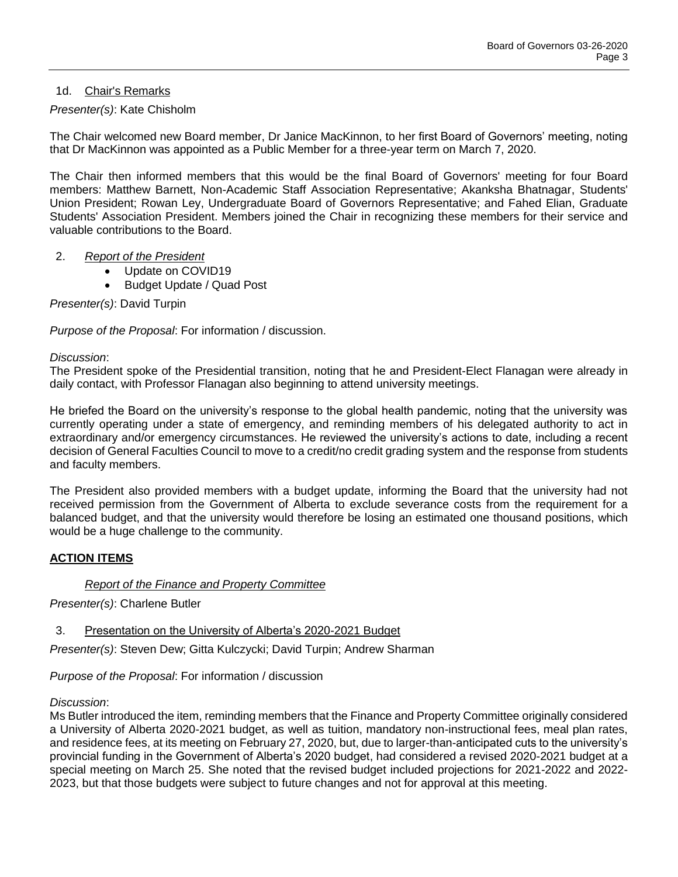1d. Chair's Remarks

*Presenter(s)*: Kate Chisholm

The Chair welcomed new Board member, Dr Janice MacKinnon, to her first Board of Governors' meeting, noting that Dr MacKinnon was appointed as a Public Member for a three-year term on March 7, 2020.

The Chair then informed members that this would be the final Board of Governors' meeting for four Board members: Matthew Barnett, Non-Academic Staff Association Representative; Akanksha Bhatnagar, Students' Union President; Rowan Ley, Undergraduate Board of Governors Representative; and Fahed Elian, Graduate Students' Association President. Members joined the Chair in recognizing these members for their service and valuable contributions to the Board.

2. *Report of the President*
   - Update on COVID19
   - Budget Update / Quad Post

*Presenter(s)*: David Turpin

*Purpose of the Proposal*: For information / discussion.

*Discussion*:

The President spoke of the Presidential transition, noting that he and President-Elect Flanagan were already in daily contact, with Professor Flanagan also beginning to attend university meetings.

He briefed the Board on the university's response to the global health pandemic, noting that the university was currently operating under a state of emergency, and reminding members of his delegated authority to act in extraordinary and/or emergency circumstances. He reviewed the university's actions to date, including a recent decision of General Faculties Council to move to a credit/no credit grading system and the response from students and faculty members.

The President also provided members with a budget update, informing the Board that the university had not received permission from the Government of Alberta to exclude severance costs from the requirement for a balanced budget, and that the university would therefore be losing an estimated one thousand positions, which would be a huge challenge to the community.

## ACTION ITEMS

*Report of the Finance and Property Committee*

*Presenter(s)*: Charlene Butler

3. Presentation on the University of Alberta's 2020-2021 Budget

*Presenter(s)*: Steven Dew; Gitta Kulczycki; David Turpin; Andrew Sharman

*Purpose of the Proposal*: For information / discussion

*Discussion*:

Ms Butler introduced the item, reminding members that the Finance and Property Committee originally considered a University of Alberta 2020-2021 budget, as well as tuition, mandatory non-instructional fees, meal plan rates, and residence fees, at its meeting on February 27, 2020, but, due to larger-than-anticipated cuts to the university's provincial funding in the Government of Alberta's 2020 budget, had considered a revised 2020-2021 budget at a special meeting on March 25. She noted that the revised budget included projections for 2021-2022 and 2022-2023, but that those budgets were subject to future changes and not for approval at this meeting.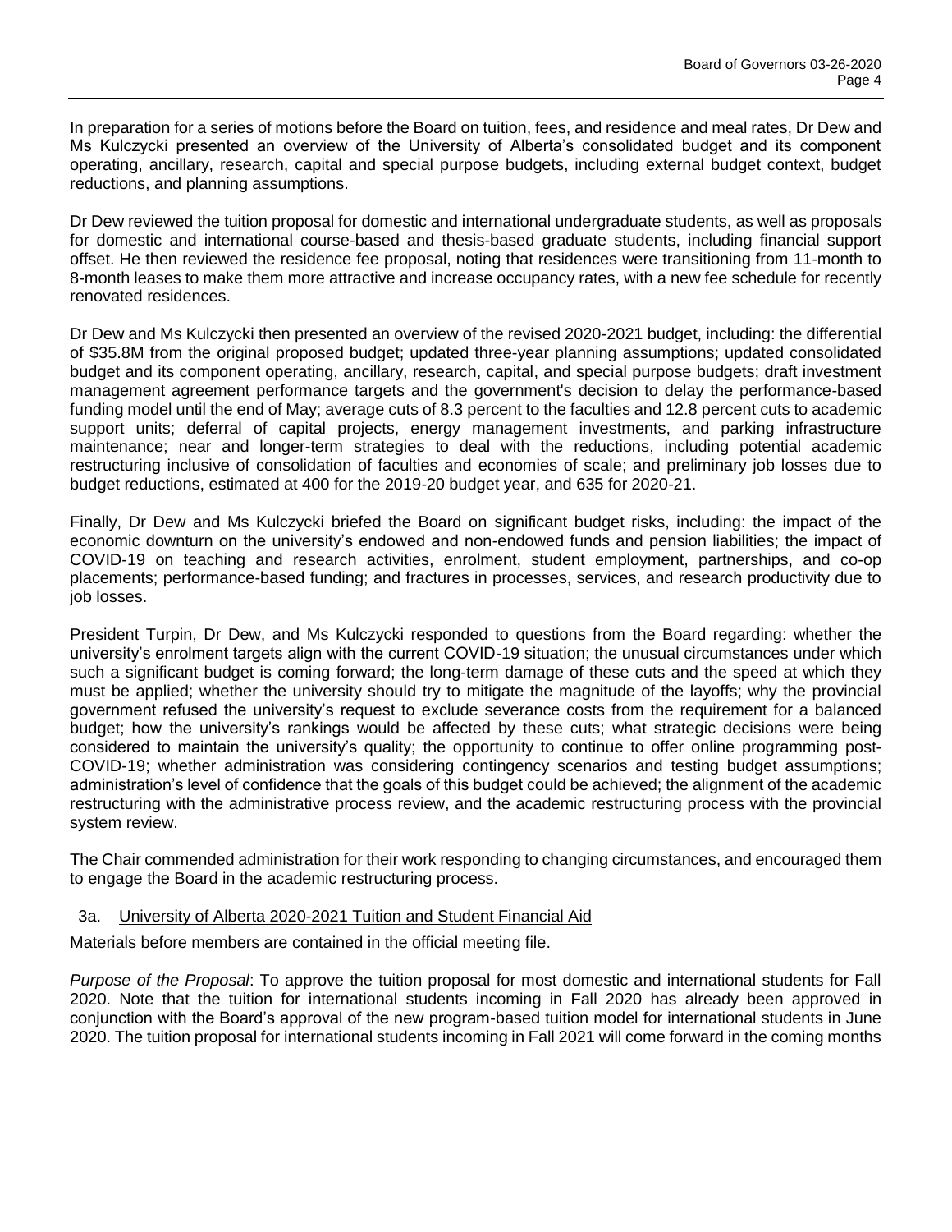In preparation for a series of motions before the Board on tuition, fees, and residence and meal rates, Dr Dew and Ms Kulczycki presented an overview of the University of Alberta's consolidated budget and its component operating, ancillary, research, capital and special purpose budgets, including external budget context, budget reductions, and planning assumptions.

Dr Dew reviewed the tuition proposal for domestic and international undergraduate students, as well as proposals for domestic and international course-based and thesis-based graduate students, including financial support offset. He then reviewed the residence fee proposal, noting that residences were transitioning from 11-month to 8-month leases to make them more attractive and increase occupancy rates, with a new fee schedule for recently renovated residences.

Dr Dew and Ms Kulczycki then presented an overview of the revised 2020-2021 budget, including: the differential of $35.8M from the original proposed budget; updated three-year planning assumptions; updated consolidated budget and its component operating, ancillary, research, capital, and special purpose budgets; draft investment management agreement performance targets and the government's decision to delay the performance-based funding model until the end of May; average cuts of 8.3 percent to the faculties and 12.8 percent cuts to academic support units; deferral of capital projects, energy management investments, and parking infrastructure maintenance; near and longer-term strategies to deal with the reductions, including potential academic restructuring inclusive of consolidation of faculties and economies of scale; and preliminary job losses due to budget reductions, estimated at 400 for the 2019-20 budget year, and 635 for 2020-21.

Finally, Dr Dew and Ms Kulczycki briefed the Board on significant budget risks, including: the impact of the economic downturn on the university's endowed and non-endowed funds and pension liabilities; the impact of COVID-19 on teaching and research activities, enrolment, student employment, partnerships, and co-op placements; performance-based funding; and fractures in processes, services, and research productivity due to job losses.

President Turpin, Dr Dew, and Ms Kulczycki responded to questions from the Board regarding: whether the university's enrolment targets align with the current COVID-19 situation; the unusual circumstances under which such a significant budget is coming forward; the long-term damage of these cuts and the speed at which they must be applied; whether the university should try to mitigate the magnitude of the layoffs; why the provincial government refused the university's request to exclude severance costs from the requirement for a balanced budget; how the university's rankings would be affected by these cuts; what strategic decisions were being considered to maintain the university's quality; the opportunity to continue to offer online programming post-COVID-19; whether administration was considering contingency scenarios and testing budget assumptions; administration's level of confidence that the goals of this budget could be achieved; the alignment of the academic restructuring with the administrative process review, and the academic restructuring process with the provincial system review.

The Chair commended administration for their work responding to changing circumstances, and encouraged them to engage the Board in the academic restructuring process.

### 3a. University of Alberta 2020-2021 Tuition and Student Financial Aid

Materials before members are contained in the official meeting file.

*Purpose of the Proposal*: To approve the tuition proposal for most domestic and international students for Fall 2020. Note that the tuition for international students incoming in Fall 2020 has already been approved in conjunction with the Board's approval of the new program-based tuition model for international students in June 2020. The tuition proposal for international students incoming in Fall 2021 will come forward in the coming months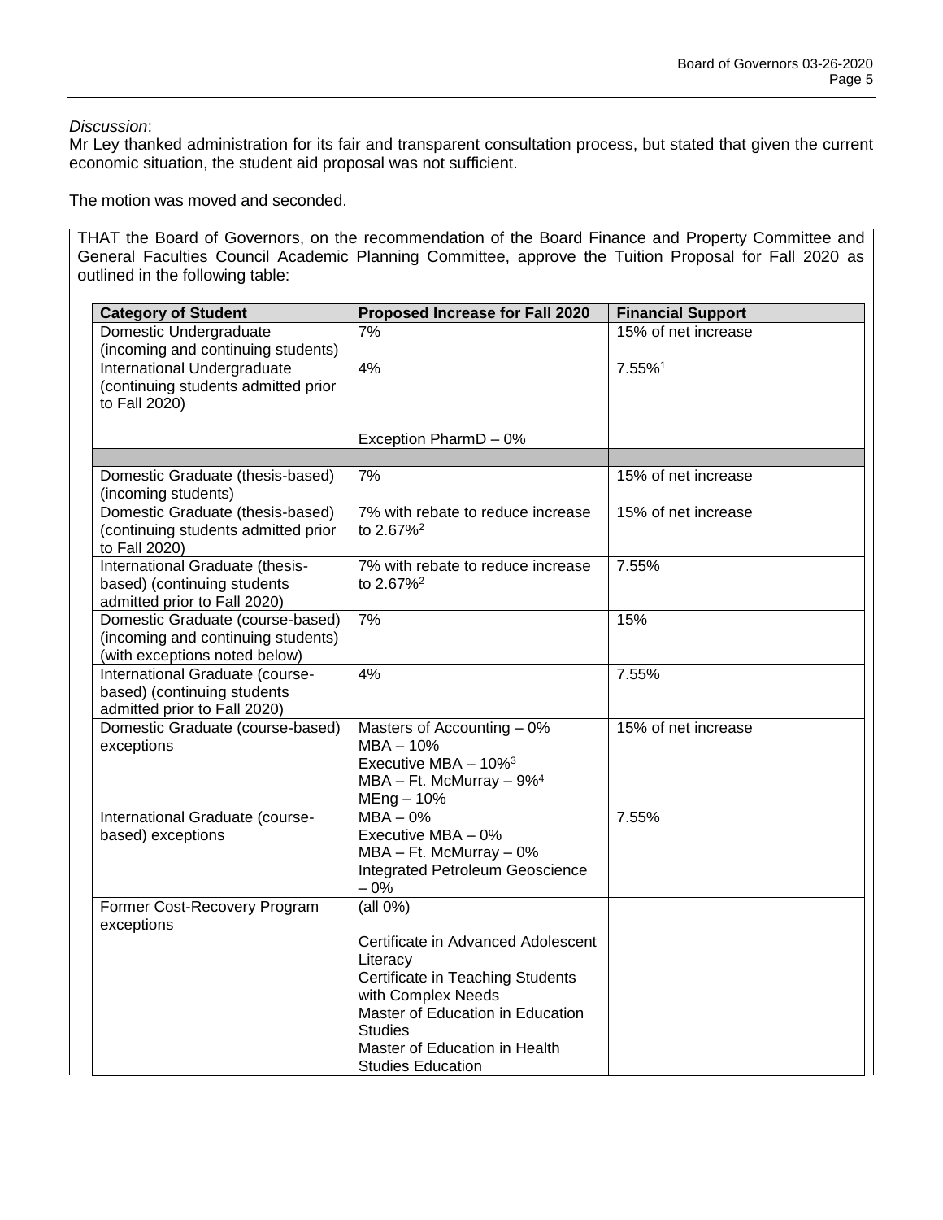*Discussion*:
Mr Ley thanked administration for its fair and transparent consultation process, but stated that given the current economic situation, the student aid proposal was not sufficient.

The motion was moved and seconded.

THAT the Board of Governors, on the recommendation of the Board Finance and Property Committee and General Faculties Council Academic Planning Committee, approve the Tuition Proposal for Fall 2020 as outlined in the following table:

| Category of Student | Proposed Increase for Fall 2020 | Financial Support |
|---|---|---|
| Domestic Undergraduate (incoming and continuing students) | 7% | 15% of net increase |
| International Undergraduate (continuing students admitted prior to Fall 2020) | 4%<br><br>Exception PharmD – 0% | 7.55%[1] |
| | | |
| Domestic Graduate (thesis-based) (incoming students) | 7% | 15% of net increase |
| Domestic Graduate (thesis-based) (continuing students admitted prior to Fall 2020) | 7% with rebate to reduce increase to 2.67%[2] | 15% of net increase |
| International Graduate (thesis-based) (continuing students admitted prior to Fall 2020) | 7% with rebate to reduce increase to 2.67%[2] | 7.55% |
| Domestic Graduate (course-based) (incoming and continuing students) (with exceptions noted below) | 7% | 15% |
| International Graduate (course-based) (continuing students admitted prior to Fall 2020) | 4% | 7.55% |
| Domestic Graduate (course-based) exceptions | Masters of Accounting – 0%<br>MBA – 10%<br>Executive MBA – 10%[3]<br>MBA – Ft. McMurray – 9%[4]<br>MEng – 10% | 15% of net increase |
| International Graduate (course-based) exceptions | MBA – 0%<br>Executive MBA – 0%<br>MBA – Ft. McMurray – 0%<br>Integrated Petroleum Geoscience – 0% | 7.55% |
| Former Cost-Recovery Program exceptions | (all 0%)<br><br>Certificate in Advanced Adolescent Literacy<br>Certificate in Teaching Students with Complex Needs<br>Master of Education in Education Studies<br>Master of Education in Health Studies Education | |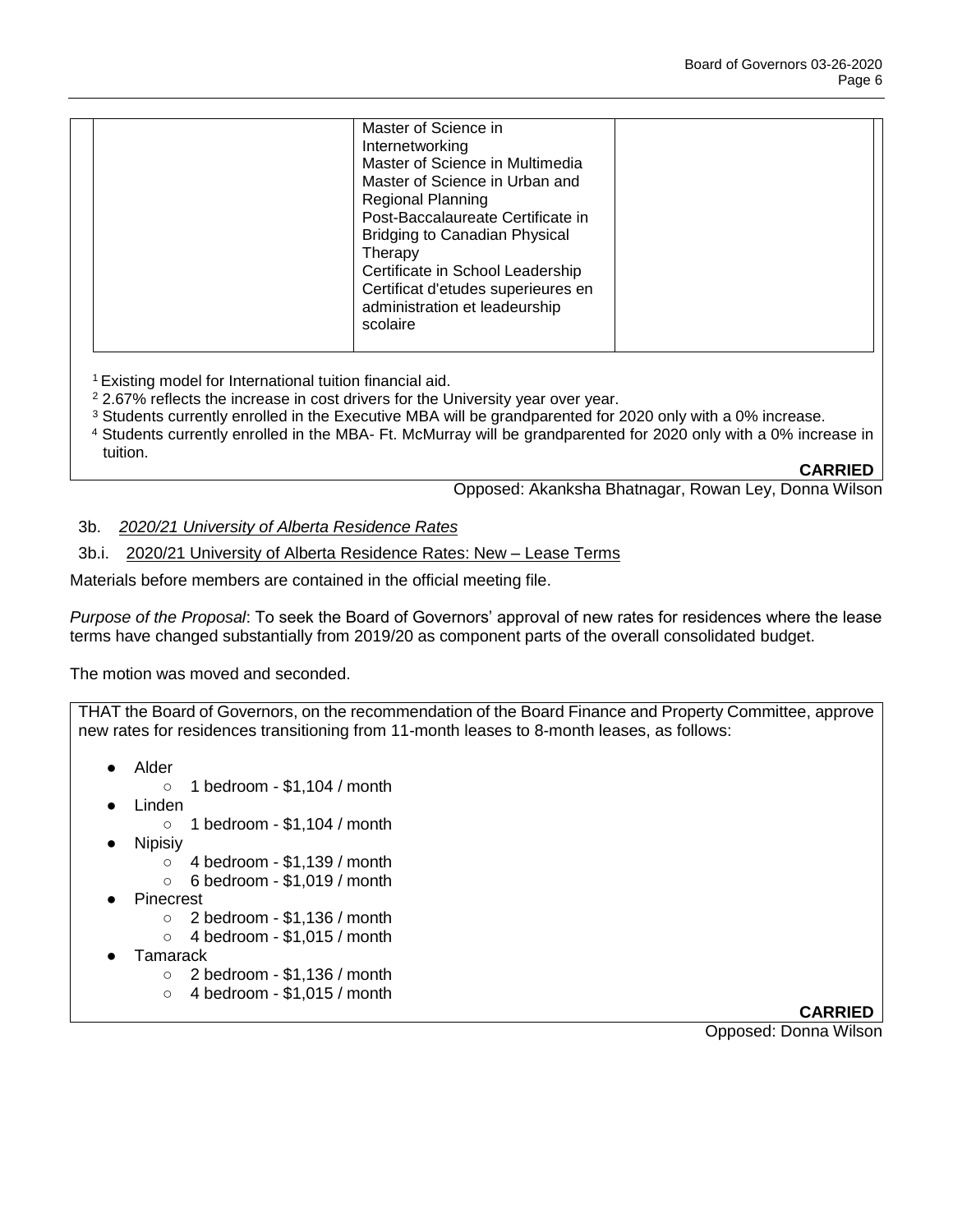| | | |
|---|---|---|
| | Master of Science in Internetworking<br>Master of Science in Multimedia<br>Master of Science in Urban and Regional Planning<br>Post-Baccalaureate Certificate in Bridging to Canadian Physical Therapy<br>Certificate in School Leadership<br>Certificat d'etudes superieures en administration et leadeurship scolaire | |

[1] Existing model for International tuition financial aid.
[2] 2.67% reflects the increase in cost drivers for the University year over year.
[3] Students currently enrolled in the Executive MBA will be grandparented for 2020 only with a 0% increase.
[4] Students currently enrolled in the MBA- Ft. McMurray will be grandparented for 2020 only with a 0% increase in tuition.

**CARRIED**

Opposed: Akanksha Bhatnagar, Rowan Ley, Donna Wilson

3b. *2020/21 University of Alberta Residence Rates*

3b.i. 2020/21 University of Alberta Residence Rates: New – Lease Terms

Materials before members are contained in the official meeting file.

*Purpose of the Proposal*: To seek the Board of Governors' approval of new rates for residences where the lease terms have changed substantially from 2019/20 as component parts of the overall consolidated budget.

The motion was moved and seconded.

THAT the Board of Governors, on the recommendation of the Board Finance and Property Committee, approve new rates for residences transitioning from 11-month leases to 8-month leases, as follows:

- Alder
  - 1 bedroom - $1,104 / month
- Linden
  - 1 bedroom - $1,104 / month
- Nipisiy
  - 4 bedroom - $1,139 / month
  - 6 bedroom - $1,019 / month
- Pinecrest
  - 2 bedroom - $1,136 / month
  - 4 bedroom - $1,015 / month
- Tamarack
  - 2 bedroom - $1,136 / month
  - 4 bedroom - $1,015 / month

**CARRIED**

Opposed: Donna Wilson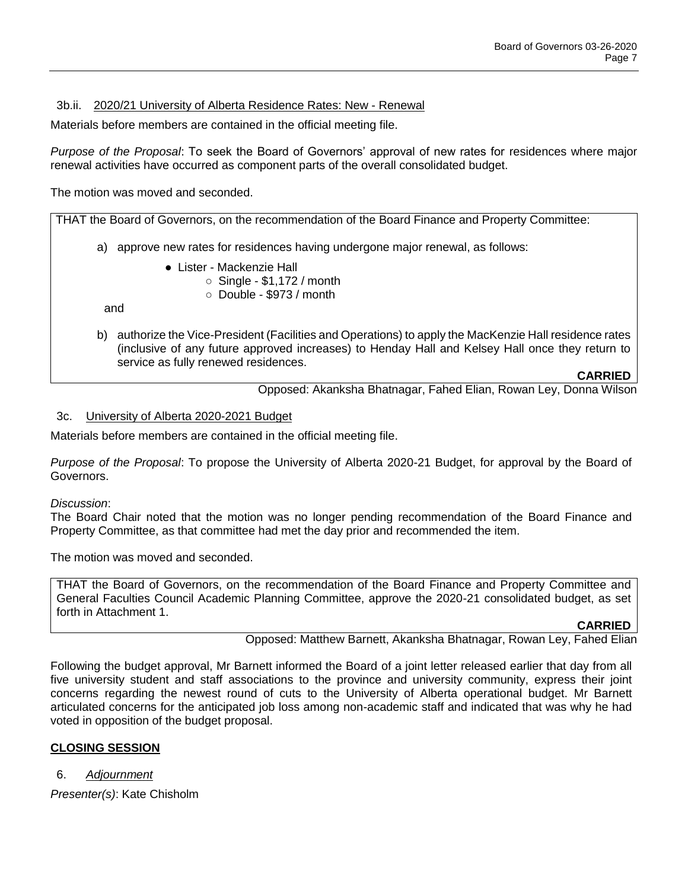3b.ii. 2020/21 University of Alberta Residence Rates: New - Renewal

Materials before members are contained in the official meeting file.

*Purpose of the Proposal*: To seek the Board of Governors' approval of new rates for residences where major renewal activities have occurred as component parts of the overall consolidated budget.

The motion was moved and seconded.

THAT the Board of Governors, on the recommendation of the Board Finance and Property Committee:

a) approve new rates for residences having undergone major renewal, as follows:

- Lister - Mackenzie Hall
  - Single - $1,172 / month
  - Double - $973 / month

and

b) authorize the Vice-President (Facilities and Operations) to apply the MacKenzie Hall residence rates (inclusive of any future approved increases) to Henday Hall and Kelsey Hall once they return to service as fully renewed residences.

**CARRIED**

Opposed: Akanksha Bhatnagar, Fahed Elian, Rowan Ley, Donna Wilson

3c. University of Alberta 2020-2021 Budget

Materials before members are contained in the official meeting file.

*Purpose of the Proposal*: To propose the University of Alberta 2020-21 Budget, for approval by the Board of Governors.

*Discussion*:
The Board Chair noted that the motion was no longer pending recommendation of the Board Finance and Property Committee, as that committee had met the day prior and recommended the item.

The motion was moved and seconded.

THAT the Board of Governors, on the recommendation of the Board Finance and Property Committee and General Faculties Council Academic Planning Committee, approve the 2020-21 consolidated budget, as set forth in Attachment 1.

**CARRIED**

Opposed: Matthew Barnett, Akanksha Bhatnagar, Rowan Ley, Fahed Elian

Following the budget approval, Mr Barnett informed the Board of a joint letter released earlier that day from all five university student and staff associations to the province and university community, express their joint concerns regarding the newest round of cuts to the University of Alberta operational budget. Mr Barnett articulated concerns for the anticipated job loss among non-academic staff and indicated that was why he had voted in opposition of the budget proposal.

## CLOSING SESSION

6. *Adjournment*

*Presenter(s)*: Kate Chisholm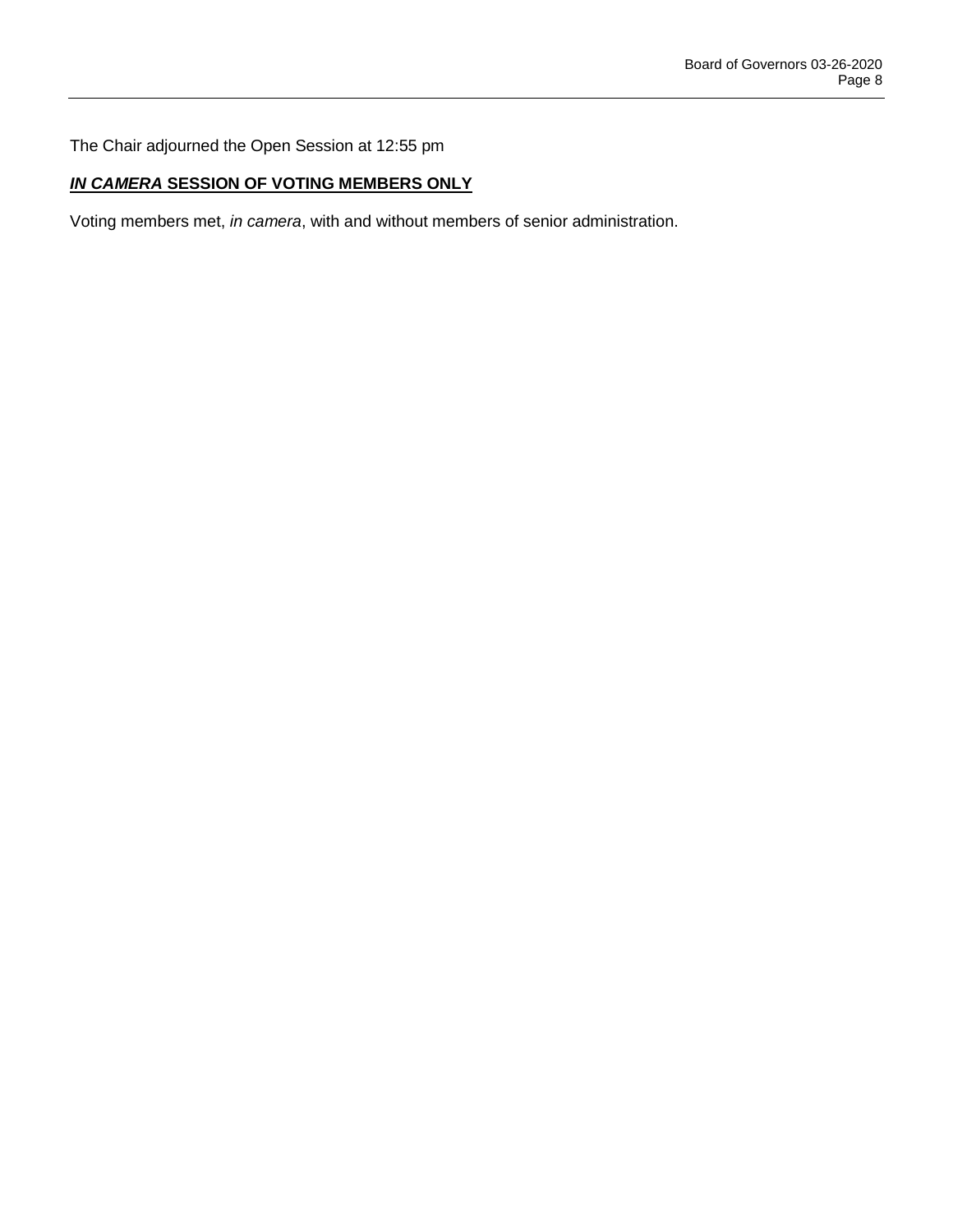The Chair adjourned the Open Session at 12:55 pm

***IN CAMERA* SESSION OF VOTING MEMBERS ONLY**

Voting members met, *in camera*, with and without members of senior administration.